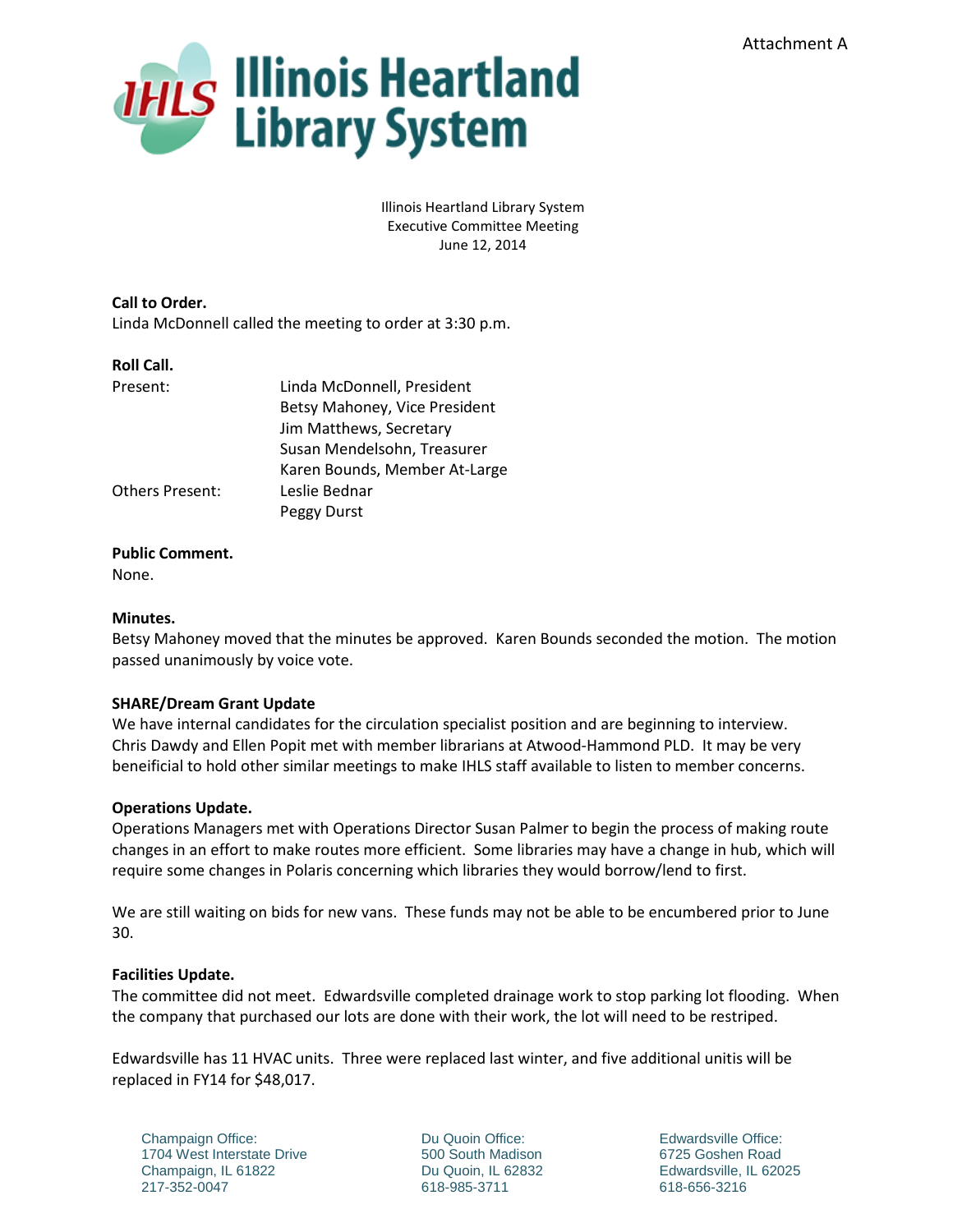Attachment A

# Illinois Heartland Library System

Illinois Heartland Library System
Executive Committee Meeting
June 12, 2014

**Call to Order.**
Linda McDonnell called the meeting to order at 3:30 p.m.

**Roll Call.**

| | |
|---|---|
| Present: | Linda McDonnell, President |
| | Betsy Mahoney, Vice President |
| | Jim Matthews, Secretary |
| | Susan Mendelsohn, Treasurer |
| | Karen Bounds, Member At-Large |
| Others Present: | Leslie Bednar |
| | Peggy Durst |

**Public Comment.**
None.

**Minutes.**
Betsy Mahoney moved that the minutes be approved. Karen Bounds seconded the motion. The motion passed unanimously by voice vote.

**SHARE/Dream Grant Update**
We have internal candidates for the circulation specialist position and are beginning to interview. Chris Dawdy and Ellen Popit met with member librarians at Atwood-Hammond PLD. It may be very beneificial to hold other similar meetings to make IHLS staff available to listen to member concerns.

**Operations Update.**
Operations Managers met with Operations Director Susan Palmer to begin the process of making route changes in an effort to make routes more efficient. Some libraries may have a change in hub, which will require some changes in Polaris concerning which libraries they would borrow/lend to first.

We are still waiting on bids for new vans. These funds may not be able to be encumbered prior to June 30.

**Facilities Update.**
The committee did not meet. Edwardsville completed drainage work to stop parking lot flooding. When the company that purchased our lots are done with their work, the lot will need to be restriped.

Edwardsville has 11 HVAC units. Three were replaced last winter, and five additional unitis will be replaced in FY14 for $48,017.

Champaign Office:
1704 West Interstate Drive
Champaign, IL 61822
217-352-0047

Du Quoin Office:
500 South Madison
Du Quoin, IL 62832
618-985-3711

Edwardsville Office:
6725 Goshen Road
Edwardsville, IL 62025
618-656-3216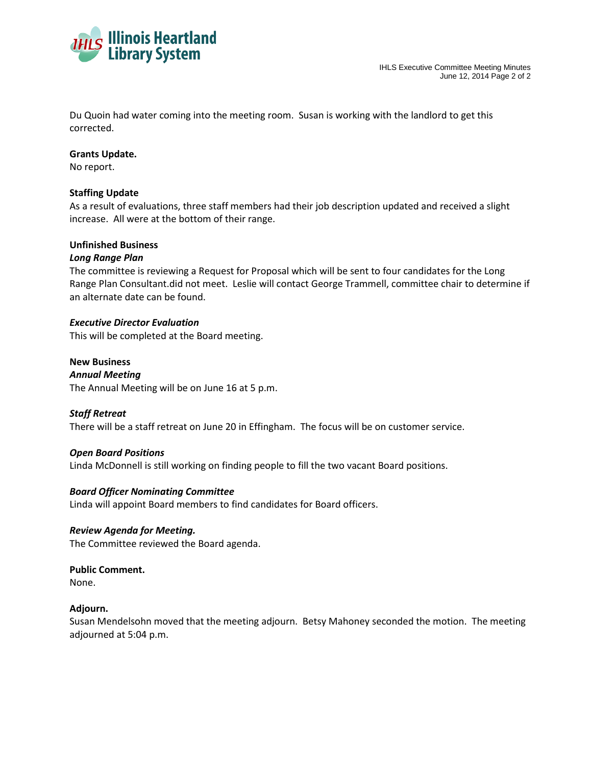Du Quoin had water coming into the meeting room. Susan is working with the landlord to get this corrected.

**Grants Update.**
No report.

**Staffing Update**
As a result of evaluations, three staff members had their job description updated and received a slight increase. All were at the bottom of their range.

**Unfinished Business**

***Long Range Plan***
The committee is reviewing a Request for Proposal which will be sent to four candidates for the Long Range Plan Consultant.did not meet. Leslie will contact George Trammell, committee chair to determine if an alternate date can be found.

***Executive Director Evaluation***
This will be completed at the Board meeting.

**New Business**

***Annual Meeting***
The Annual Meeting will be on June 16 at 5 p.m.

***Staff Retreat***
There will be a staff retreat on June 20 in Effingham. The focus will be on customer service.

***Open Board Positions***
Linda McDonnell is still working on finding people to fill the two vacant Board positions.

***Board Officer Nominating Committee***
Linda will appoint Board members to find candidates for Board officers.

***Review Agenda for Meeting.***
The Committee reviewed the Board agenda.

**Public Comment.**
None.

**Adjourn.**
Susan Mendelsohn moved that the meeting adjourn. Betsy Mahoney seconded the motion. The meeting adjourned at 5:04 p.m.